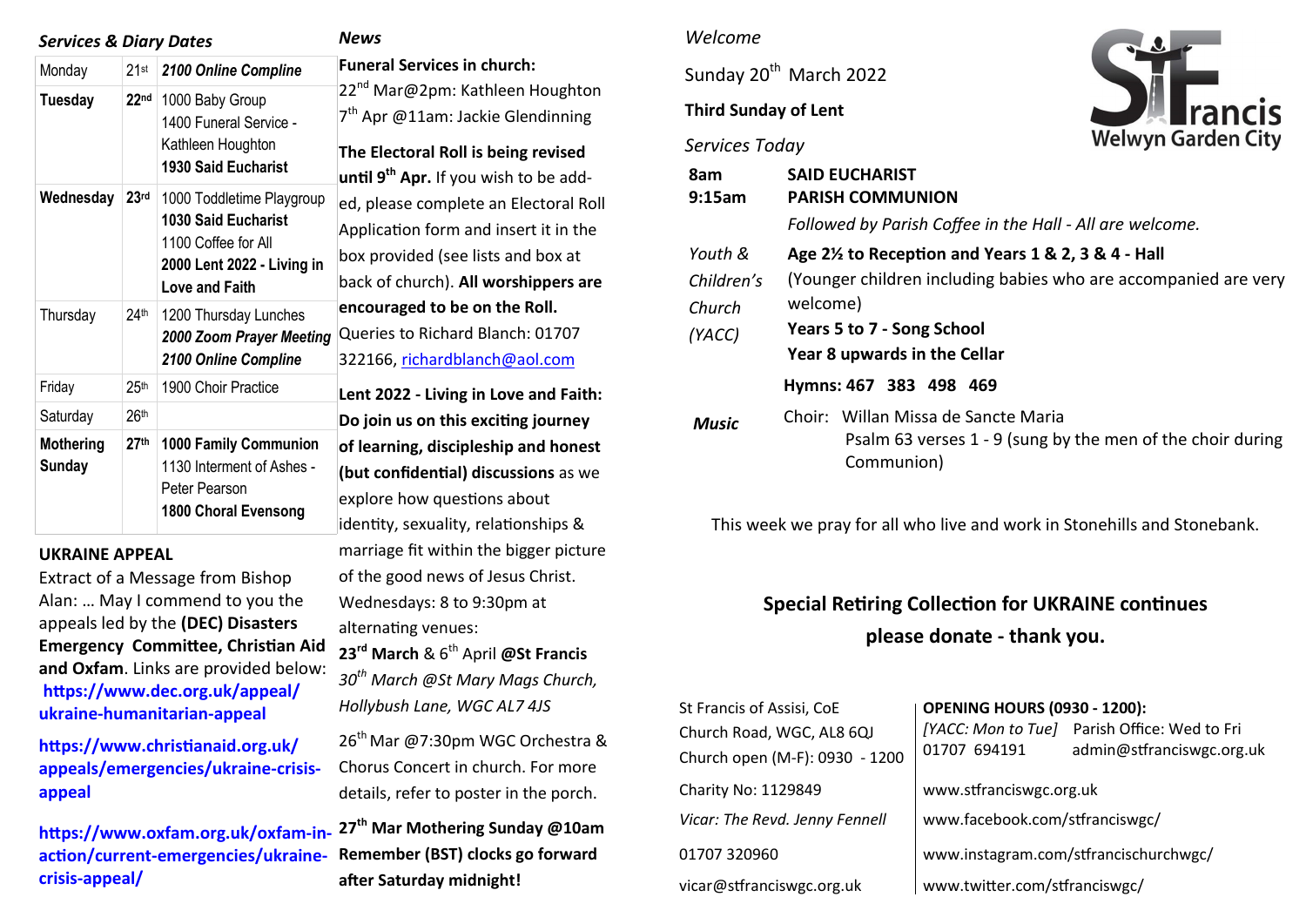## *Services & Diary Dates*

| Monday | 21st | ***2100 Online Compline*** |
|---|---|---|
| **Tuesday** | **22nd** | 1000 Baby Group<br>1400 Funeral Service - Kathleen Houghton<br>**1930 Said Eucharist** |
| **Wednesday** | **23rd** | 1000 Toddletime Playgroup<br>**1030 Said Eucharist**<br>1100 Coffee for All<br>**2000 Lent 2022 - Living in Love and Faith** |
| Thursday | 24th | 1200 Thursday Lunches<br>***2000 Zoom Prayer Meeting***<br>***2100 Online Compline*** |
| Friday | 25th | 1900 Choir Practice |
| Saturday | 26th | |
| **Mothering Sunday** | **27th** | **1000 Family Communion**<br>1130 Interment of Ashes - Peter Pearson<br>**1800 Choral Evensong** |

### UKRAINE APPEAL

Extract of a Message from Bishop Alan: … May I commend to you the appeals led by the **(DEC) Disasters Emergency Committee, Christian Aid and Oxfam**. Links are provided below:

**https://www.dec.org.uk/appeal/ukraine-humanitarian-appeal**

**https://www.christianaid.org.uk/appeals/emergencies/ukraine-crisis-appeal**

**https://www.oxfam.org.uk/oxfam-in-action/current-emergencies/ukraine-crisis-appeal/**

## *News*

**Funeral Services in church:**
22nd Mar@2pm: Kathleen Houghton
7th Apr @11am: Jackie Glendinning

**The Electoral Roll is being revised until 9th Apr.** If you wish to be added, please complete an Electoral Roll Application form and insert it in the box provided (see lists and box at back of church). **All worshippers are encouraged to be on the Roll.** Queries to Richard Blanch: 01707 322166, richardblanch@aol.com

**Lent 2022 - Living in Love and Faith: Do join us on this exciting journey of learning, discipleship and honest (but confidential) discussions** as we explore how questions about identity, sexuality, relationships & marriage fit within the bigger picture of the good news of Jesus Christ.
Wednesdays: 8 to 9:30pm at alternating venues:
**23rd March** & 6th April **@St Francis**
*30th March @St Mary Mags Church, Hollybush Lane, WGC AL7 4JS*

26th Mar @7:30pm WGC Orchestra & Chorus Concert in church. For more details, refer to poster in the porch.

**27th Mar Mothering Sunday @10am Remember (BST) clocks go forward after Saturday midnight!**

## *Welcome*

**St Francis Welwyn Garden City**

Sunday 20th March 2022

**Third Sunday of Lent**

*Services Today*

| | |
|---|---|
| **8am** | **SAID EUCHARIST** |
| **9:15am** | **PARISH COMMUNION** |
| | *Followed by Parish Coffee in the Hall - All are welcome.* |
| *Youth & Children's Church (YACC)* | **Age 2½ to Reception and Years 1 & 2, 3 & 4 - Hall**<br>(Younger children including babies who are accompanied are very welcome)<br>**Years 5 to 7 - Song School**<br>**Year 8 upwards in the Cellar** |
| | **Hymns: 467 383 498 469** |
| ***Music*** | Choir: Willan Missa de Sancte Maria<br>Psalm 63 verses 1 - 9 (sung by the men of the choir during Communion) |

This week we pray for all who live and work in Stonehills and Stonebank.

**Special Retiring Collection for UKRAINE continues please donate - thank you.**

St Francis of Assisi, CoE
Church Road, WGC, AL8 6QJ
Church open (M-F): 0930 - 1200

Charity No: 1129849

*Vicar: The Revd. Jenny Fennell*

01707 320960

vicar@stfranciswgc.org.uk

**OPENING HOURS (0930 - 1200):**
*[YACC: Mon to Tue]* Parish Office: Wed to Fri
01707 694191 admin@stfranciswgc.org.uk

www.stfranciswgc.org.uk

www.facebook.com/stfranciswgc/

www.instagram.com/stfrancischurchwgc/

www.twitter.com/stfranciswgc/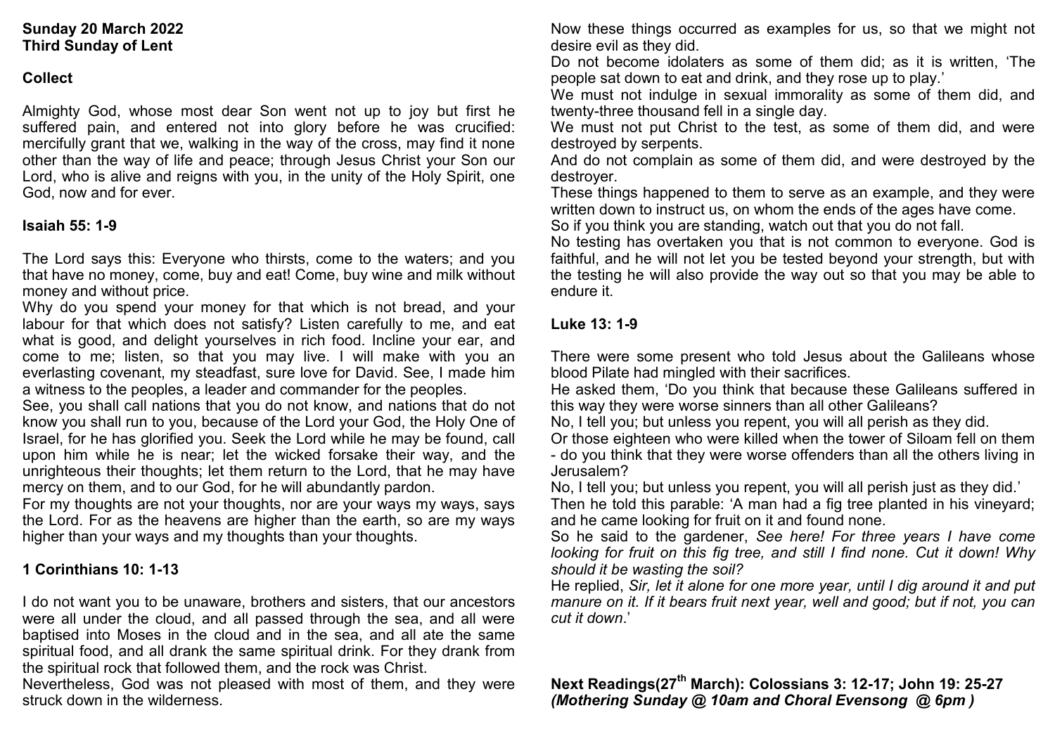**Sunday 20 March 2022**
**Third Sunday of Lent**

**Collect**

Almighty God, whose most dear Son went not up to joy but first he suffered pain, and entered not into glory before he was crucified: mercifully grant that we, walking in the way of the cross, may find it none other than the way of life and peace; through Jesus Christ your Son our Lord, who is alive and reigns with you, in the unity of the Holy Spirit, one God, now and for ever.

**Isaiah 55: 1-9**

The Lord says this: Everyone who thirsts, come to the waters; and you that have no money, come, buy and eat! Come, buy wine and milk without money and without price.

Why do you spend your money for that which is not bread, and your labour for that which does not satisfy? Listen carefully to me, and eat what is good, and delight yourselves in rich food. Incline your ear, and come to me; listen, so that you may live. I will make with you an everlasting covenant, my steadfast, sure love for David. See, I made him a witness to the peoples, a leader and commander for the peoples.

See, you shall call nations that you do not know, and nations that do not know you shall run to you, because of the Lord your God, the Holy One of Israel, for he has glorified you. Seek the Lord while he may be found, call upon him while he is near; let the wicked forsake their way, and the unrighteous their thoughts; let them return to the Lord, that he may have mercy on them, and to our God, for he will abundantly pardon.

For my thoughts are not your thoughts, nor are your ways my ways, says the Lord. For as the heavens are higher than the earth, so are my ways higher than your ways and my thoughts than your thoughts.

**1 Corinthians 10: 1-13**

I do not want you to be unaware, brothers and sisters, that our ancestors were all under the cloud, and all passed through the sea, and all were baptised into Moses in the cloud and in the sea, and all ate the same spiritual food, and all drank the same spiritual drink. For they drank from the spiritual rock that followed them, and the rock was Christ.

Nevertheless, God was not pleased with most of them, and they were struck down in the wilderness.

Now these things occurred as examples for us, so that we might not desire evil as they did.

Do not become idolaters as some of them did; as it is written, 'The people sat down to eat and drink, and they rose up to play.'

We must not indulge in sexual immorality as some of them did, and twenty-three thousand fell in a single day.

We must not put Christ to the test, as some of them did, and were destroyed by serpents.

And do not complain as some of them did, and were destroyed by the destroyer.

These things happened to them to serve as an example, and they were written down to instruct us, on whom the ends of the ages have come.

So if you think you are standing, watch out that you do not fall.

No testing has overtaken you that is not common to everyone. God is faithful, and he will not let you be tested beyond your strength, but with the testing he will also provide the way out so that you may be able to endure it.

**Luke 13: 1-9**

There were some present who told Jesus about the Galileans whose blood Pilate had mingled with their sacrifices.

He asked them, 'Do you think that because these Galileans suffered in this way they were worse sinners than all other Galileans?

No, I tell you; but unless you repent, you will all perish as they did.

Or those eighteen who were killed when the tower of Siloam fell on them - do you think that they were worse offenders than all the others living in Jerusalem?

No, I tell you; but unless you repent, you will all perish just as they did.'

Then he told this parable: 'A man had a fig tree planted in his vineyard; and he came looking for fruit on it and found none.

So he said to the gardener, *See here! For three years I have come looking for fruit on this fig tree, and still I find none. Cut it down! Why should it be wasting the soil?*

He replied, *Sir, let it alone for one more year, until I dig around it and put manure on it. If it bears fruit next year, well and good; but if not, you can cut it down*.'

**Next Readings(27th March): Colossians 3: 12-17; John 19: 25-27**
***(Mothering Sunday @ 10am and Choral Evensong @ 6pm )***